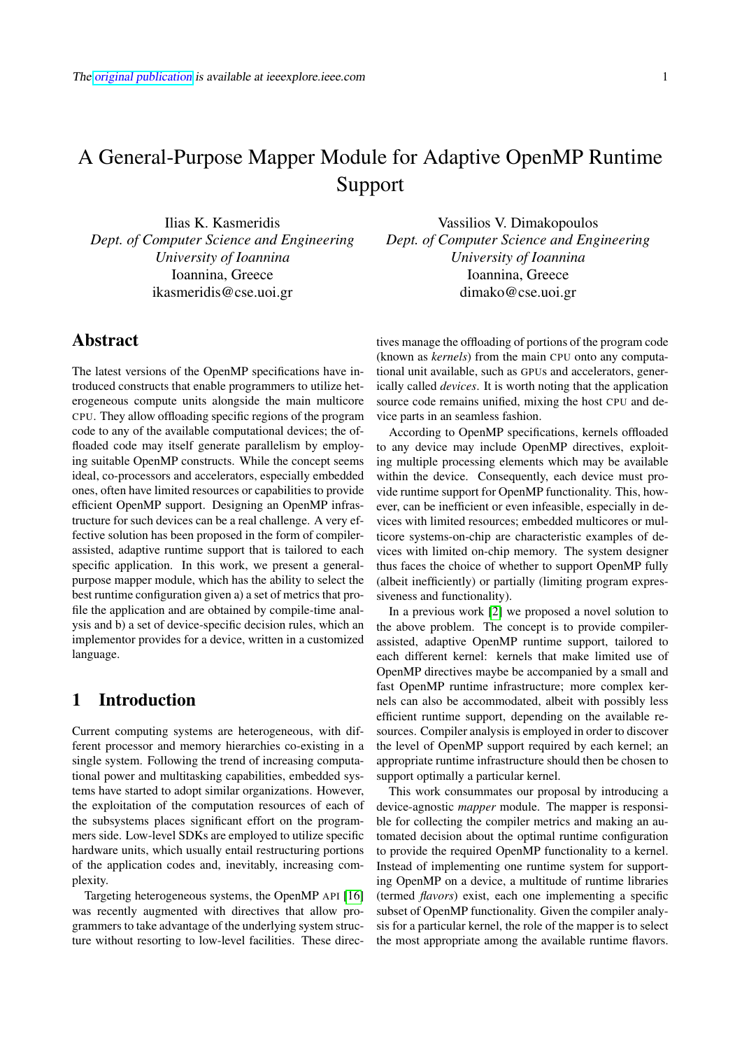# A General-Purpose Mapper Module for Adaptive OpenMP Runtime Support

Ilias K. Kasmeridis
*Dept. of Computer Science and Engineering*
*University of Ioannina*
Ioannina, Greece
ikasmeridis@cse.uoi.gr

Vassilios V. Dimakopoulos
*Dept. of Computer Science and Engineering*
*University of Ioannina*
Ioannina, Greece
dimako@cse.uoi.gr

## Abstract

The latest versions of the OpenMP specifications have introduced constructs that enable programmers to utilize heterogeneous compute units alongside the main multicore CPU. They allow offloading specific regions of the program code to any of the available computational devices; the offloaded code may itself generate parallelism by employing suitable OpenMP constructs. While the concept seems ideal, co-processors and accelerators, especially embedded ones, often have limited resources or capabilities to provide efficient OpenMP support. Designing an OpenMP infrastructure for such devices can be a real challenge. A very effective solution has been proposed in the form of compiler-assisted, adaptive runtime support that is tailored to each specific application. In this work, we present a general-purpose mapper module, which has the ability to select the best runtime configuration given a) a set of metrics that profile the application and are obtained by compile-time analysis and b) a set of device-specific decision rules, which an implementor provides for a device, written in a customized language.

## 1 Introduction

Current computing systems are heterogeneous, with different processor and memory hierarchies co-existing in a single system. Following the trend of increasing computational power and multitasking capabilities, embedded systems have started to adopt similar organizations. However, the exploitation of the computation resources of each of the subsystems places significant effort on the programmers side. Low-level SDKs are employed to utilize specific hardware units, which usually entail restructuring portions of the application codes and, inevitably, increasing complexity.

Targeting heterogeneous systems, the OpenMP API [16] was recently augmented with directives that allow programmers to take advantage of the underlying system structure without resorting to low-level facilities. These directives manage the offloading of portions of the program code (known as *kernels*) from the main CPU onto any computational unit available, such as GPUs and accelerators, generically called *devices*. It is worth noting that the application source code remains unified, mixing the host CPU and device parts in an seamless fashion.

According to OpenMP specifications, kernels offloaded to any device may include OpenMP directives, exploiting multiple processing elements which may be available within the device. Consequently, each device must provide runtime support for OpenMP functionality. This, however, can be inefficient or even infeasible, especially in devices with limited resources; embedded multicores or multicore systems-on-chip are characteristic examples of devices with limited on-chip memory. The system designer thus faces the choice of whether to support OpenMP fully (albeit inefficiently) or partially (limiting program expressiveness and functionality).

In a previous work [2] we proposed a novel solution to the above problem. The concept is to provide compiler-assisted, adaptive OpenMP runtime support, tailored to each different kernel: kernels that make limited use of OpenMP directives maybe be accompanied by a small and fast OpenMP runtime infrastructure; more complex kernels can also be accommodated, albeit with possibly less efficient runtime support, depending on the available resources. Compiler analysis is employed in order to discover the level of OpenMP support required by each kernel; an appropriate runtime infrastructure should then be chosen to support optimally a particular kernel.

This work consummates our proposal by introducing a device-agnostic *mapper* module. The mapper is responsible for collecting the compiler metrics and making an automated decision about the optimal runtime configuration to provide the required OpenMP functionality to a kernel. Instead of implementing one runtime system for supporting OpenMP on a device, a multitude of runtime libraries (termed *flavors*) exist, each one implementing a specific subset of OpenMP functionality. Given the compiler analysis for a particular kernel, the role of the mapper is to select the most appropriate among the available runtime flavors.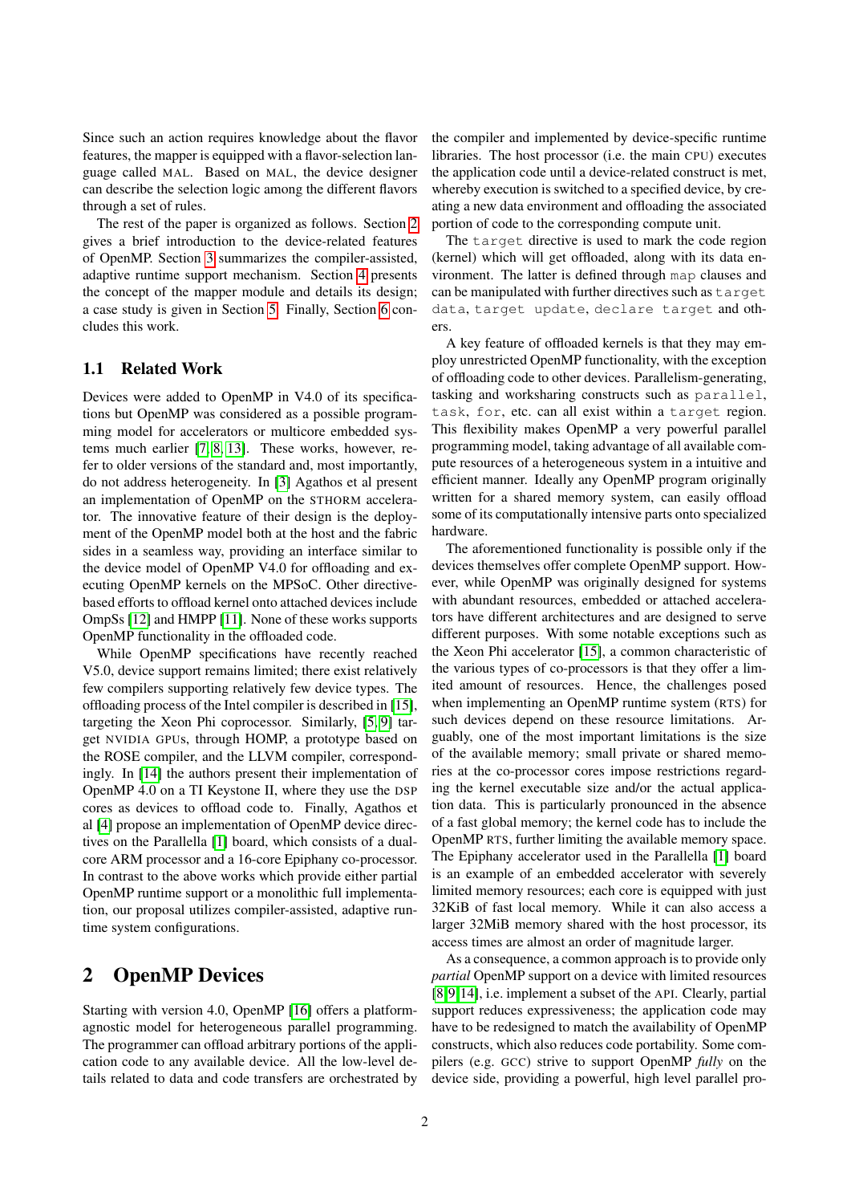Since such an action requires knowledge about the flavor features, the mapper is equipped with a flavor-selection language called MAL. Based on MAL, the device designer can describe the selection logic among the different flavors through a set of rules.

The rest of the paper is organized as follows. Section 2 gives a brief introduction to the device-related features of OpenMP. Section 3 summarizes the compiler-assisted, adaptive runtime support mechanism. Section 4 presents the concept of the mapper module and details its design; a case study is given in Section 5. Finally, Section 6 concludes this work.

## 1.1 Related Work

Devices were added to OpenMP in V4.0 of its specifications but OpenMP was considered as a possible programming model for accelerators or multicore embedded systems much earlier [7, 8, 13]. These works, however, refer to older versions of the standard and, most importantly, do not address heterogeneity. In [3] Agathos et al present an implementation of OpenMP on the STHORM accelerator. The innovative feature of their design is the deployment of the OpenMP model both at the host and the fabric sides in a seamless way, providing an interface similar to the device model of OpenMP V4.0 for offloading and executing OpenMP kernels on the MPSoC. Other directive-based efforts to offload kernel onto attached devices include OmpSs [12] and HMPP [11]. None of these works supports OpenMP functionality in the offloaded code.

While OpenMP specifications have recently reached V5.0, device support remains limited; there exist relatively few compilers supporting relatively few device types. The offloading process of the Intel compiler is described in [15], targeting the Xeon Phi coprocessor. Similarly, [5, 9] target NVIDIA GPUs, through HOMP, a prototype based on the ROSE compiler, and the LLVM compiler, correspondingly. In [14] the authors present their implementation of OpenMP 4.0 on a TI Keystone II, where they use the DSP cores as devices to offload code to. Finally, Agathos et al [4] propose an implementation of OpenMP device directives on the Parallella [1] board, which consists of a dual-core ARM processor and a 16-core Epiphany co-processor. In contrast to the above works which provide either partial OpenMP runtime support or a monolithic full implementation, our proposal utilizes compiler-assisted, adaptive runtime system configurations.

# 2 OpenMP Devices

Starting with version 4.0, OpenMP [16] offers a platform-agnostic model for heterogeneous parallel programming. The programmer can offload arbitrary portions of the application code to any available device. All the low-level details related to data and code transfers are orchestrated by the compiler and implemented by device-specific runtime libraries. The host processor (i.e. the main CPU) executes the application code until a device-related construct is met, whereby execution is switched to a specified device, by creating a new data environment and offloading the associated portion of code to the corresponding compute unit.

The `target` directive is used to mark the code region (kernel) which will get offloaded, along with its data environment. The latter is defined through `map` clauses and can be manipulated with further directives such as `target data`, `target update`, `declare target` and others.

A key feature of offloaded kernels is that they may employ unrestricted OpenMP functionality, with the exception of offloading code to other devices. Parallelism-generating, tasking and worksharing constructs such as `parallel`, `task`, `for`, etc. can all exist within a `target` region. This flexibility makes OpenMP a very powerful parallel programming model, taking advantage of all available compute resources of a heterogeneous system in a intuitive and efficient manner. Ideally any OpenMP program originally written for a shared memory system, can easily offload some of its computationally intensive parts onto specialized hardware.

The aforementioned functionality is possible only if the devices themselves offer complete OpenMP support. However, while OpenMP was originally designed for systems with abundant resources, embedded or attached accelerators have different architectures and are designed to serve different purposes. With some notable exceptions such as the Xeon Phi accelerator [15], a common characteristic of the various types of co-processors is that they offer a limited amount of resources. Hence, the challenges posed when implementing an OpenMP runtime system (RTS) for such devices depend on these resource limitations. Arguably, one of the most important limitations is the size of the available memory; small private or shared memories at the co-processor cores impose restrictions regarding the kernel executable size and/or the actual application data. This is particularly pronounced in the absence of a fast global memory; the kernel code has to include the OpenMP RTS, further limiting the available memory space. The Epiphany accelerator used in the Parallella [1] board is an example of an embedded accelerator with severely limited memory resources; each core is equipped with just 32KiB of fast local memory. While it can also access a larger 32MiB memory shared with the host processor, its access times are almost an order of magnitude larger.

As a consequence, a common approach is to provide only *partial* OpenMP support on a device with limited resources [8, 9, 14], i.e. implement a subset of the API. Clearly, partial support reduces expressiveness; the application code may have to be redesigned to match the availability of OpenMP constructs, which also reduces code portability. Some compilers (e.g. GCC) strive to support OpenMP *fully* on the device side, providing a powerful, high level parallel pro-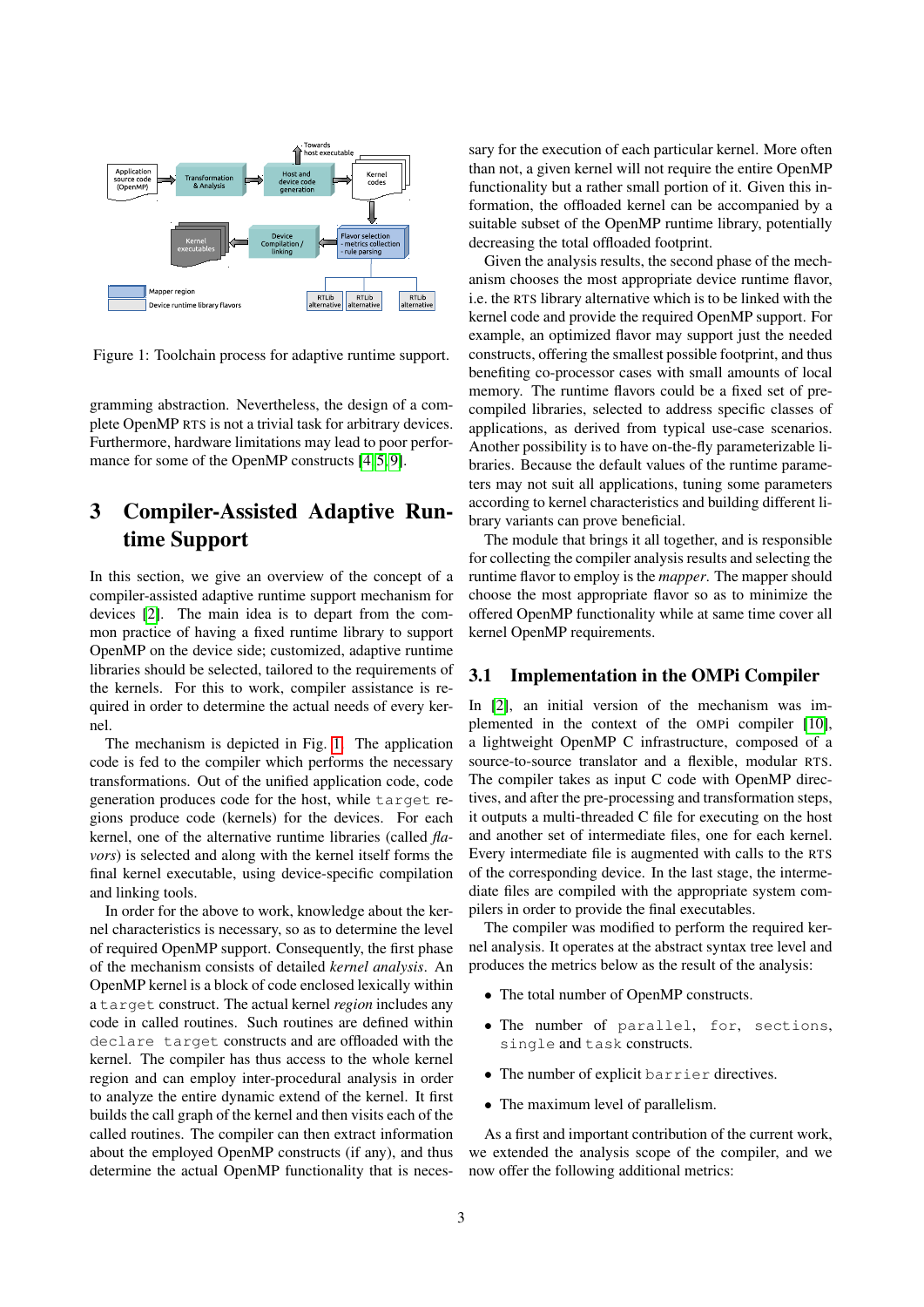Figure 1: Toolchain process for adaptive runtime support.

gramming abstraction. Nevertheless, the design of a complete OpenMP RTS is not a trivial task for arbitrary devices. Furthermore, hardware limitations may lead to poor performance for some of the OpenMP constructs [4, 5, 9].

# 3 Compiler-Assisted Adaptive Runtime Support

In this section, we give an overview of the concept of a compiler-assisted adaptive runtime support mechanism for devices [2]. The main idea is to depart from the common practice of having a fixed runtime library to support OpenMP on the device side; customized, adaptive runtime libraries should be selected, tailored to the requirements of the kernels. For this to work, compiler assistance is required in order to determine the actual needs of every kernel.

The mechanism is depicted in Fig. 1. The application code is fed to the compiler which performs the necessary transformations. Out of the unified application code, code generation produces code for the host, while `target` regions produce code (kernels) for the devices. For each kernel, one of the alternative runtime libraries (called *flavors*) is selected and along with the kernel itself forms the final kernel executable, using device-specific compilation and linking tools.

In order for the above to work, knowledge about the kernel characteristics is necessary, so as to determine the level of required OpenMP support. Consequently, the first phase of the mechanism consists of detailed *kernel analysis*. An OpenMP kernel is a block of code enclosed lexically within a `target` construct. The actual kernel *region* includes any code in called routines. Such routines are defined within `declare target` constructs and are offloaded with the kernel. The compiler has thus access to the whole kernel region and can employ inter-procedural analysis in order to analyze the entire dynamic extend of the kernel. It first builds the call graph of the kernel and then visits each of the called routines. The compiler can then extract information about the employed OpenMP constructs (if any), and thus determine the actual OpenMP functionality that is necessary for the execution of each particular kernel. More often than not, a given kernel will not require the entire OpenMP functionality but a rather small portion of it. Given this information, the offloaded kernel can be accompanied by a suitable subset of the OpenMP runtime library, potentially decreasing the total offloaded footprint.

Given the analysis results, the second phase of the mechanism chooses the most appropriate device runtime flavor, i.e. the RTS library alternative which is to be linked with the kernel code and provide the required OpenMP support. For example, an optimized flavor may support just the needed constructs, offering the smallest possible footprint, and thus benefiting co-processor cases with small amounts of local memory. The runtime flavors could be a fixed set of precompiled libraries, selected to address specific classes of applications, as derived from typical use-case scenarios. Another possibility is to have on-the-fly parameterizable libraries. Because the default values of the runtime parameters may not suit all applications, tuning some parameters according to kernel characteristics and building different library variants can prove beneficial.

The module that brings it all together, and is responsible for collecting the compiler analysis results and selecting the runtime flavor to employ is the *mapper*. The mapper should choose the most appropriate flavor so as to minimize the offered OpenMP functionality while at same time cover all kernel OpenMP requirements.

## 3.1 Implementation in the OMPi Compiler

In [2], an initial version of the mechanism was implemented in the context of the OMPi compiler [10], a lightweight OpenMP C infrastructure, composed of a source-to-source translator and a flexible, modular RTS. The compiler takes as input C code with OpenMP directives, and after the pre-processing and transformation steps, it outputs a multi-threaded C file for executing on the host and another set of intermediate files, one for each kernel. Every intermediate file is augmented with calls to the RTS of the corresponding device. In the last stage, the intermediate files are compiled with the appropriate system compilers in order to provide the final executables.

The compiler was modified to perform the required kernel analysis. It operates at the abstract syntax tree level and produces the metrics below as the result of the analysis:

- The total number of OpenMP constructs.
- The number of `parallel`, `for`, `sections`, `single` and `task` constructs.
- The number of explicit `barrier` directives.
- The maximum level of parallelism.

As a first and important contribution of the current work, we extended the analysis scope of the compiler, and we now offer the following additional metrics: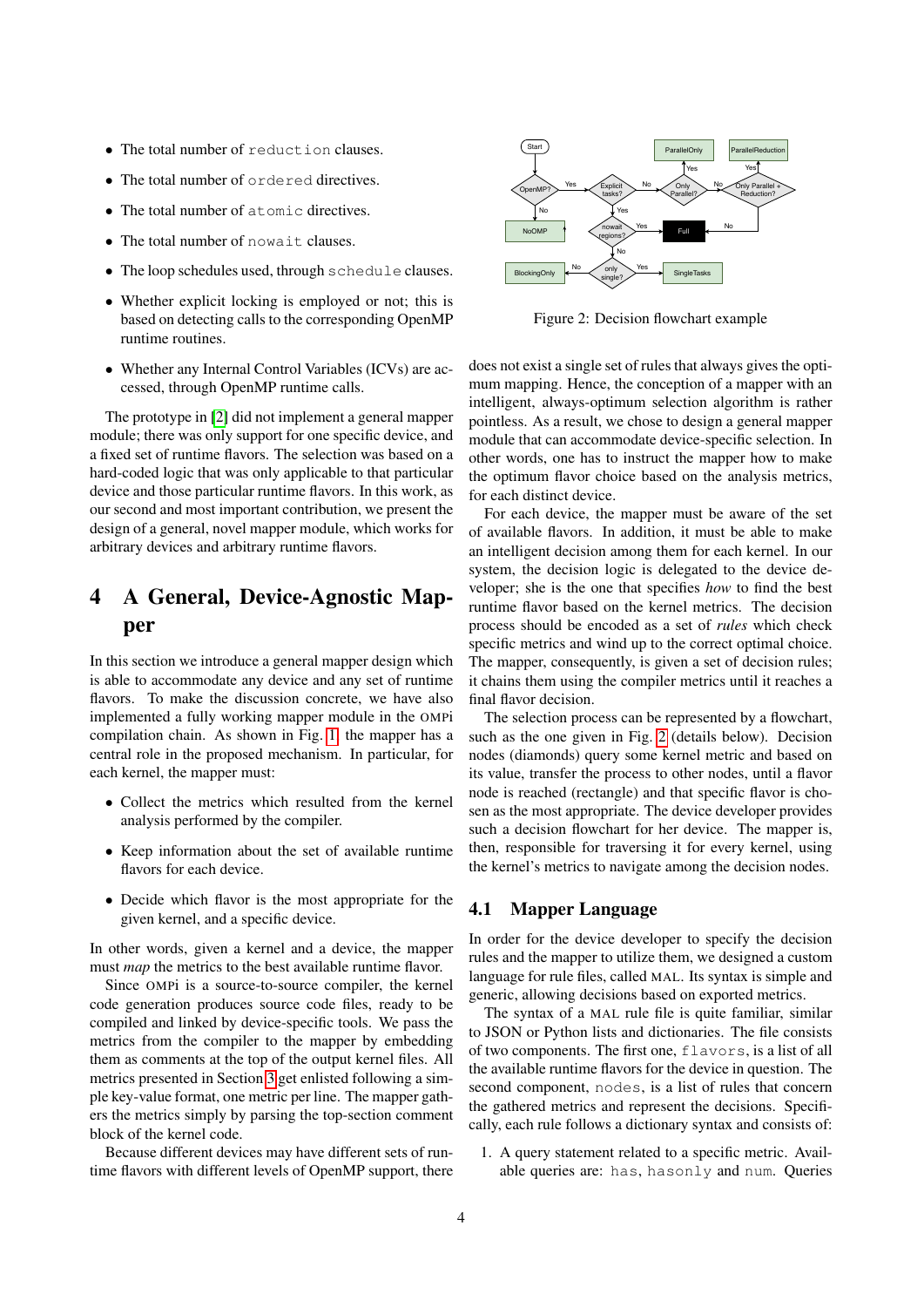- The total number of `reduction` clauses.
- The total number of `ordered` directives.
- The total number of `atomic` directives.
- The total number of `nowait` clauses.
- The loop schedules used, through `schedule` clauses.
- Whether explicit locking is employed or not; this is based on detecting calls to the corresponding OpenMP runtime routines.
- Whether any Internal Control Variables (ICVs) are accessed, through OpenMP runtime calls.

The prototype in [2] did not implement a general mapper module; there was only support for one specific device, and a fixed set of runtime flavors. The selection was based on a hard-coded logic that was only applicable to that particular device and those particular runtime flavors. In this work, as our second and most important contribution, we present the design of a general, novel mapper module, which works for arbitrary devices and arbitrary runtime flavors.

# 4 A General, Device-Agnostic Mapper

In this section we introduce a general mapper design which is able to accommodate any device and any set of runtime flavors. To make the discussion concrete, we have also implemented a fully working mapper module in the OMPi compilation chain. As shown in Fig. 1, the mapper has a central role in the proposed mechanism. In particular, for each kernel, the mapper must:

- Collect the metrics which resulted from the kernel analysis performed by the compiler.
- Keep information about the set of available runtime flavors for each device.
- Decide which flavor is the most appropriate for the given kernel, and a specific device.

In other words, given a kernel and a device, the mapper must *map* the metrics to the best available runtime flavor.

Since OMPi is a source-to-source compiler, the kernel code generation produces source code files, ready to be compiled and linked by device-specific tools. We pass the metrics from the compiler to the mapper by embedding them as comments at the top of the output kernel files. All metrics presented in Section 3 get enlisted following a simple key-value format, one metric per line. The mapper gathers the metrics simply by parsing the top-section comment block of the kernel code.

Because different devices may have different sets of runtime flavors with different levels of OpenMP support, there does not exist a single set of rules that always gives the optimum mapping. Hence, the conception of a mapper with an intelligent, always-optimum selection algorithm is rather pointless. As a result, we chose to design a general mapper module that can accommodate device-specific selection. In other words, one has to instruct the mapper how to make the optimum flavor choice based on the analysis metrics, for each distinct device.

Figure 2: Decision flowchart example

For each device, the mapper must be aware of the set of available flavors. In addition, it must be able to make an intelligent decision among them for each kernel. In our system, the decision logic is delegated to the device developer; she is the one that specifies *how* to find the best runtime flavor based on the kernel metrics. The decision process should be encoded as a set of *rules* which check specific metrics and wind up to the correct optimal choice. The mapper, consequently, is given a set of decision rules; it chains them using the compiler metrics until it reaches a final flavor decision.

The selection process can be represented by a flowchart, such as the one given in Fig. 2 (details below). Decision nodes (diamonds) query some kernel metric and based on its value, transfer the process to other nodes, until a flavor node is reached (rectangle) and that specific flavor is chosen as the most appropriate. The device developer provides such a decision flowchart for her device. The mapper is, then, responsible for traversing it for every kernel, using the kernel's metrics to navigate among the decision nodes.

## 4.1 Mapper Language

In order for the device developer to specify the decision rules and the mapper to utilize them, we designed a custom language for rule files, called MAL. Its syntax is simple and generic, allowing decisions based on exported metrics.

The syntax of a MAL rule file is quite familiar, similar to JSON or Python lists and dictionaries. The file consists of two components. The first one, `flavors`, is a list of all the available runtime flavors for the device in question. The second component, `nodes`, is a list of rules that concern the gathered metrics and represent the decisions. Specifically, each rule follows a dictionary syntax and consists of:

1. A query statement related to a specific metric. Available queries are: `has`, `hasonly` and `num`. Queries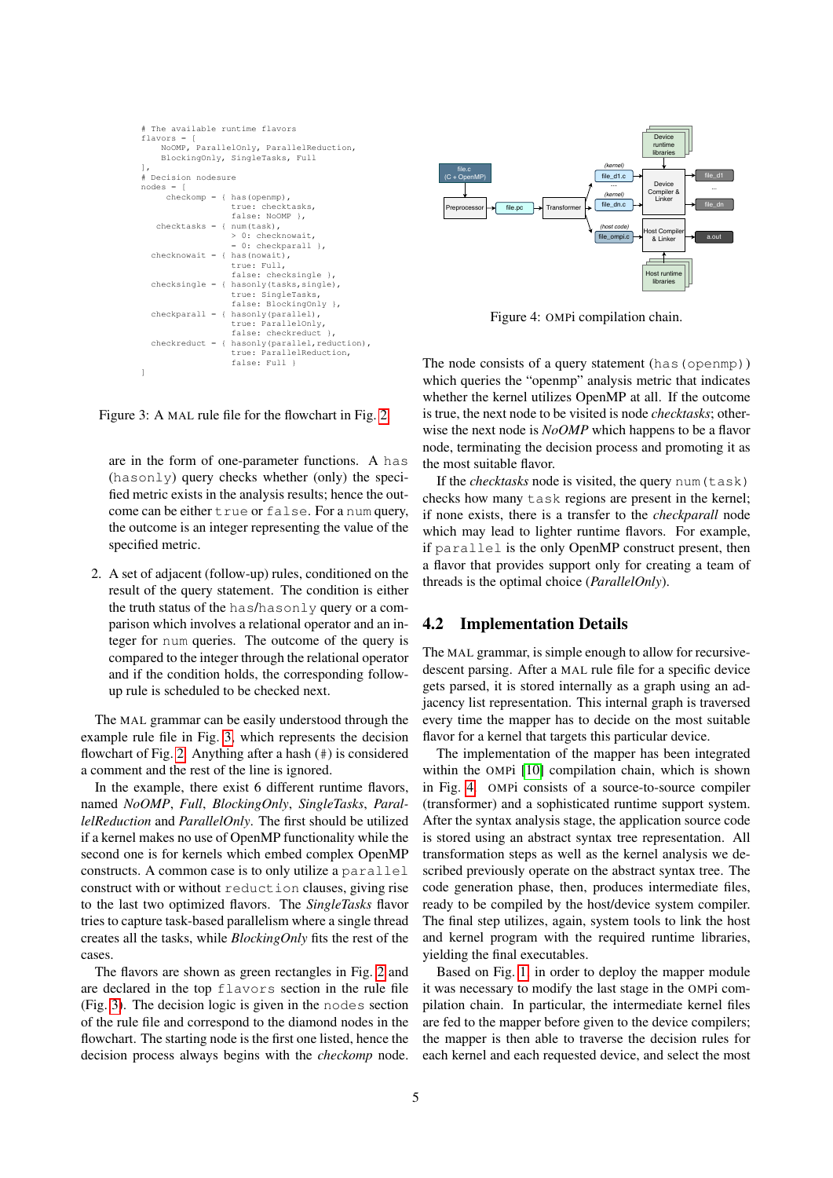```
# The available runtime flavors
flavors = [
    NoOMP, ParallelOnly, ParallelReduction,
    BlockingOnly, SingleTasks, Full
],
# Decision nodesure
nodes = [
    checkomp = { has(openmp),
                 true: checktasks,
                 false: NoOMP },
   checktasks = { num(task),
                 > 0: checknowait,
                 = 0: checkparall },
  checknowait = { has(nowait),
                 true: Full,
                 false: checksingle },
  checksingle = { hasonly(tasks,single),
                 true: SingleTasks,
                 false: BlockingOnly },
  checkparall = { hasonly(parallel),
                 true: ParallelOnly,
                 false: checkreduct },
  checkreduct = { hasonly(parallel,reduction),
                 true: ParallelReduction,
                 false: Full }
]
```

Figure 3: A MAL rule file for the flowchart in Fig. 2

are in the form of one-parameter functions. A `has` (`hasonly`) query checks whether (only) the specified metric exists in the analysis results; hence the outcome can be either `true` or `false`. For a `num` query, the outcome is an integer representing the value of the specified metric.

2. A set of adjacent (follow-up) rules, conditioned on the result of the query statement. The condition is either the truth status of the `has`/`hasonly` query or a comparison which involves a relational operator and an integer for `num` queries. The outcome of the query is compared to the integer through the relational operator and if the condition holds, the corresponding follow-up rule is scheduled to be checked next.

The MAL grammar can be easily understood through the example rule file in Fig. 3, which represents the decision flowchart of Fig. 2. Anything after a hash (`#`) is considered a comment and the rest of the line is ignored.

In the example, there exist 6 different runtime flavors, named *NoOMP*, *Full*, *BlockingOnly*, *SingleTasks*, *ParallelReduction* and *ParallelOnly*. The first should be utilized if a kernel makes no use of OpenMP functionality while the second one is for kernels which embed complex OpenMP constructs. A common case is to only utilize a `parallel` construct with or without `reduction` clauses, giving rise to the last two optimized flavors. The *SingleTasks* flavor tries to capture task-based parallelism where a single thread creates all the tasks, while *BlockingOnly* fits the rest of the cases.

The flavors are shown as green rectangles in Fig. 2 and are declared in the top `flavors` section in the rule file (Fig. 3). The decision logic is given in the `nodes` section of the rule file and correspond to the diamond nodes in the flowchart. The starting node is the first one listed, hence the decision process always begins with the *checkomp* node.

Figure 4: OMPi compilation chain.

The node consists of a query statement (`has(openmp)`) which queries the "openmp" analysis metric that indicates whether the kernel utilizes OpenMP at all. If the outcome is true, the next node to be visited is node *checktasks*; otherwise the next node is *NoOMP* which happens to be a flavor node, terminating the decision process and promoting it as the most suitable flavor.

If the *checktasks* node is visited, the query `num(task)` checks how many `task` regions are present in the kernel; if none exists, there is a transfer to the *checkparall* node which may lead to lighter runtime flavors. For example, if `parallel` is the only OpenMP construct present, then a flavor that provides support only for creating a team of threads is the optimal choice (*ParallelOnly*).

## 4.2 Implementation Details

The MAL grammar, is simple enough to allow for recursive-descent parsing. After a MAL rule file for a specific device gets parsed, it is stored internally as a graph using an adjacency list representation. This internal graph is traversed every time the mapper has to decide on the most suitable flavor for a kernel that targets this particular device.

The implementation of the mapper has been integrated within the OMPi [10] compilation chain, which is shown in Fig. 4. OMPi consists of a source-to-source compiler (transformer) and a sophisticated runtime support system. After the syntax analysis stage, the application source code is stored using an abstract syntax tree representation. All transformation steps as well as the kernel analysis we described previously operate on the abstract syntax tree. The code generation phase, then, produces intermediate files, ready to be compiled by the host/device system compiler. The final step utilizes, again, system tools to link the host and kernel program with the required runtime libraries, yielding the final executables.

Based on Fig. 1, in order to deploy the mapper module it was necessary to modify the last stage in the OMPi compilation chain. In particular, the intermediate kernel files are fed to the mapper before given to the device compilers; the mapper is then able to traverse the decision rules for each kernel and each requested device, and select the most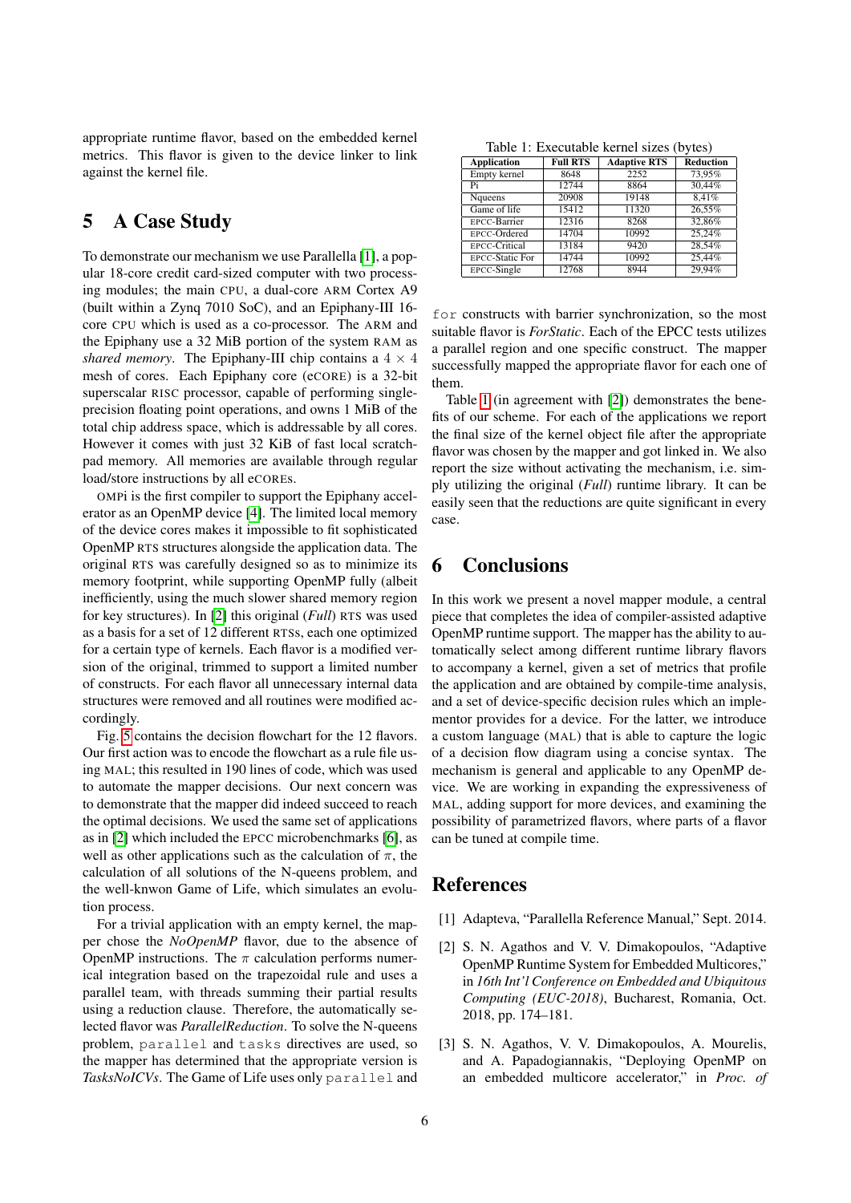appropriate runtime flavor, based on the embedded kernel metrics. This flavor is given to the device linker to link against the kernel file.

## 5 A Case Study

To demonstrate our mechanism we use Parallella [1], a popular 18-core credit card-sized computer with two processing modules; the main CPU, a dual-core ARM Cortex A9 (built within a Zynq 7010 SoC), and an Epiphany-III 16-core CPU which is used as a co-processor. The ARM and the Epiphany use a 32 MiB portion of the system RAM as *shared memory*. The Epiphany-III chip contains a $4 \times 4$ mesh of cores. Each Epiphany core (eCORE) is a 32-bit superscalar RISC processor, capable of performing single-precision floating point operations, and owns 1 MiB of the total chip address space, which is addressable by all cores. However it comes with just 32 KiB of fast local scratchpad memory. All memories are available through regular load/store instructions by all eCOREs.

OMPi is the first compiler to support the Epiphany accelerator as an OpenMP device [4]. The limited local memory of the device cores makes it impossible to fit sophisticated OpenMP RTS structures alongside the application data. The original RTS was carefully designed so as to minimize its memory footprint, while supporting OpenMP fully (albeit inefficiently, using the much slower shared memory region for key structures). In [2] this original (*Full*) RTS was used as a basis for a set of 12 different RTSs, each one optimized for a certain type of kernels. Each flavor is a modified version of the original, trimmed to support a limited number of constructs. For each flavor all unnecessary internal data structures were removed and all routines were modified accordingly.

Fig. 5 contains the decision flowchart for the 12 flavors. Our first action was to encode the flowchart as a rule file using MAL; this resulted in 190 lines of code, which was used to automate the mapper decisions. Our next concern was to demonstrate that the mapper did indeed succeed to reach the optimal decisions. We used the same set of applications as in [2] which included the EPCC microbenchmarks [6], as well as other applications such as the calculation of $\pi$, the calculation of all solutions of the N-queens problem, and the well-knwon Game of Life, which simulates an evolution process.

For a trivial application with an empty kernel, the mapper chose the *NoOpenMP* flavor, due to the absence of OpenMP instructions. The $\pi$ calculation performs numerical integration based on the trapezoidal rule and uses a parallel team, with threads summing their partial results using a reduction clause. Therefore, the automatically selected flavor was *ParallelReduction*. To solve the N-queens problem, `parallel` and `tasks` directives are used, so the mapper has determined that the appropriate version is *TasksNoICVs*. The Game of Life uses only `parallel` and `for` constructs with barrier synchronization, so the most suitable flavor is *ForStatic*. Each of the EPCC tests utilizes a parallel region and one specific construct. The mapper successfully mapped the appropriate flavor for each one of them.

Table 1: Executable kernel sizes (bytes)

| Application | Full RTS | Adaptive RTS | Reduction |
|---|---|---|---|
| Empty kernel | 8648 | 2252 | 73,95% |
| Pi | 12744 | 8864 | 30,44% |
| Nqueens | 20908 | 19148 | 8,41% |
| Game of life | 15412 | 11320 | 26,55% |
| EPCC-Barrier | 12316 | 8268 | 32,86% |
| EPCC-Ordered | 14704 | 10992 | 25,24% |
| EPCC-Critical | 13184 | 9420 | 28,54% |
| EPCC-Static For | 14744 | 10992 | 25,44% |
| EPCC-Single | 12768 | 8944 | 29,94% |

Table 1 (in agreement with [2]) demonstrates the benefits of our scheme. For each of the applications we report the final size of the kernel object file after the appropriate flavor was chosen by the mapper and got linked in. We also report the size without activating the mechanism, i.e. simply utilizing the original (*Full*) runtime library. It can be easily seen that the reductions are quite significant in every case.

## 6 Conclusions

In this work we present a novel mapper module, a central piece that completes the idea of compiler-assisted adaptive OpenMP runtime support. The mapper has the ability to automatically select among different runtime library flavors to accompany a kernel, given a set of metrics that profile the application and are obtained by compile-time analysis, and a set of device-specific decision rules which an implementor provides for a device. For the latter, we introduce a custom language (MAL) that is able to capture the logic of a decision flow diagram using a concise syntax. The mechanism is general and applicable to any OpenMP device. We are working in expanding the expressiveness of MAL, adding support for more devices, and examining the possibility of parametrized flavors, where parts of a flavor can be tuned at compile time.

## References

[1] Adapteva, "Parallella Reference Manual," Sept. 2014.

[2] S. N. Agathos and V. V. Dimakopoulos, "Adaptive OpenMP Runtime System for Embedded Multicores," in *16th Int'l Conference on Embedded and Ubiquitous Computing (EUC-2018)*, Bucharest, Romania, Oct. 2018, pp. 174–181.

[3] S. N. Agathos, V. V. Dimakopoulos, A. Mourelis, and A. Papadogiannakis, "Deploying OpenMP on an embedded multicore accelerator," in *Proc. of*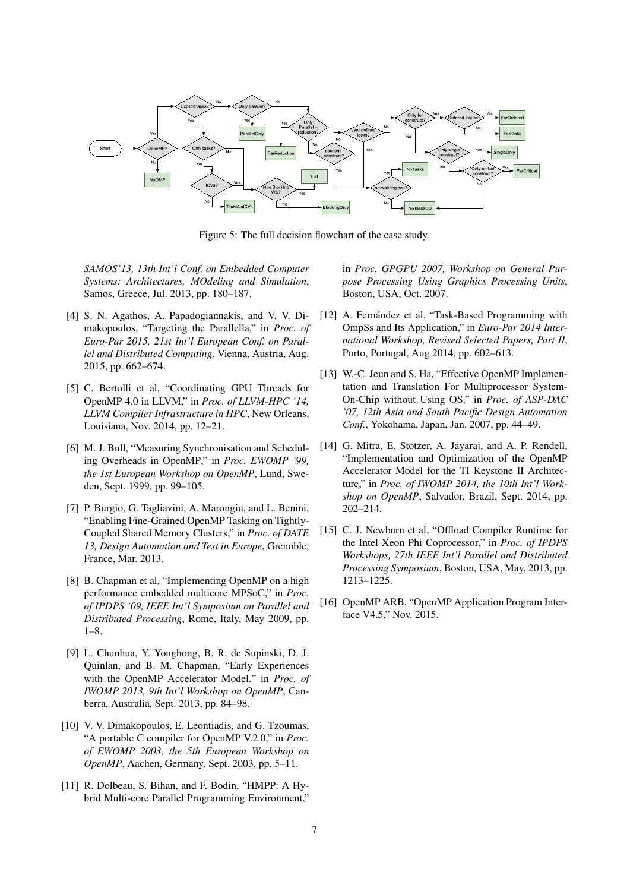Start

OpenMP?

Yes

No

NoOMP

Explicit tasks?

No

Yes

Only parallel?

No

Yes

ParallelOnly

Only Parallel + reduction?

Yes

No

ParReduction

Only tasks?

No

Yes

ICVs?

Yes

No

TasksNoICVs

Non Blocking WS?

Yes

No

Full

BlockingOnly

sections construct?

Yes

No

user defined locks?

No

Yes

no-wait regions?

Yes

No

NoTasks

NoTasksBO

Only for construct?

Yes

No

Ordered clause?

Yes

No

ForOrdered

ForStatic

Only single construct?

Yes

No

SingleOnly

Only critical construct?

Yes

No

ParCritical

Figure 5: The full decision flowchart of the case study.

*SAMOS'13, 13th Int'l Conf. on Embedded Computer Systems: Architectures, MOdeling and Simulation*, Samos, Greece, Jul. 2013, pp. 180–187.

[4] S. N. Agathos, A. Papadogiannakis, and V. V. Dimakopoulos, "Targeting the Parallella," in *Proc. of Euro-Par 2015, 21st Int'l European Conf. on Parallel and Distributed Computing*, Vienna, Austria, Aug. 2015, pp. 662–674.

[5] C. Bertolli et al, "Coordinating GPU Threads for OpenMP 4.0 in LLVM," in *Proc. of LLVM-HPC '14, LLVM Compiler Infrastructure in HPC*, New Orleans, Louisiana, Nov. 2014, pp. 12–21.

[6] M. J. Bull, "Measuring Synchronisation and Scheduling Overheads in OpenMP," in *Proc. EWOMP '99, the 1st European Workshop on OpenMP*, Lund, Sweden, Sept. 1999, pp. 99–105.

[7] P. Burgio, G. Tagliavini, A. Marongiu, and L. Benini, "Enabling Fine-Grained OpenMP Tasking on Tightly-Coupled Shared Memory Clusters," in *Proc. of DATE 13, Design Automation and Test in Europe*, Grenoble, France, Mar. 2013.

[8] B. Chapman et al, "Implementing OpenMP on a high performance embedded multicore MPSoC," in *Proc. of IPDPS '09, IEEE Int'l Symposium on Parallel and Distributed Processing*, Rome, Italy, May 2009, pp. 1–8.

[9] L. Chunhua, Y. Yonghong, B. R. de Supinski, D. J. Quinlan, and B. M. Chapman, "Early Experiences with the OpenMP Accelerator Model." in *Proc. of IWOMP 2013, 9th Int'l Workshop on OpenMP*, Canberra, Australia, Sept. 2013, pp. 84–98.

[10] V. V. Dimakopoulos, E. Leontiadis, and G. Tzoumas, "A portable C compiler for OpenMP V.2.0," in *Proc. of EWOMP 2003, the 5th European Workshop on OpenMP*, Aachen, Germany, Sept. 2003, pp. 5–11.

[11] R. Dolbeau, S. Bihan, and F. Bodin, "HMPP: A Hybrid Multi-core Parallel Programming Environment," in *Proc. GPGPU 2007, Workshop on General Purpose Processing Using Graphics Processing Units*, Boston, USA, Oct. 2007.

[12] A. Fernández et al, "Task-Based Programming with OmpSs and Its Application," in *Euro-Par 2014 International Workshop, Revised Selected Papers, Part II*, Porto, Portugal, Aug 2014, pp. 602–613.

[13] W.-C. Jeun and S. Ha, "Effective OpenMP Implementation and Translation For Multiprocessor System-On-Chip without Using OS," in *Proc. of ASP-DAC '07, 12th Asia and South Pacific Design Automation Conf.*, Yokohama, Japan, Jan. 2007, pp. 44–49.

[14] G. Mitra, E. Stotzer, A. Jayaraj, and A. P. Rendell, "Implementation and Optimization of the OpenMP Accelerator Model for the TI Keystone II Architecture," in *Proc. of IWOMP 2014, the 10th Int'l Workshop on OpenMP*, Salvador, Brazil, Sept. 2014, pp. 202–214.

[15] C. J. Newburn et al, "Offload Compiler Runtime for the Intel Xeon Phi Coprocessor," in *Proc. of IPDPS Workshops, 27th IEEE Int'l Parallel and Distributed Processing Symposium*, Boston, USA, May. 2013, pp. 1213–1225.

[16] OpenMP ARB, "OpenMP Application Program Interface V4.5," Nov. 2015.